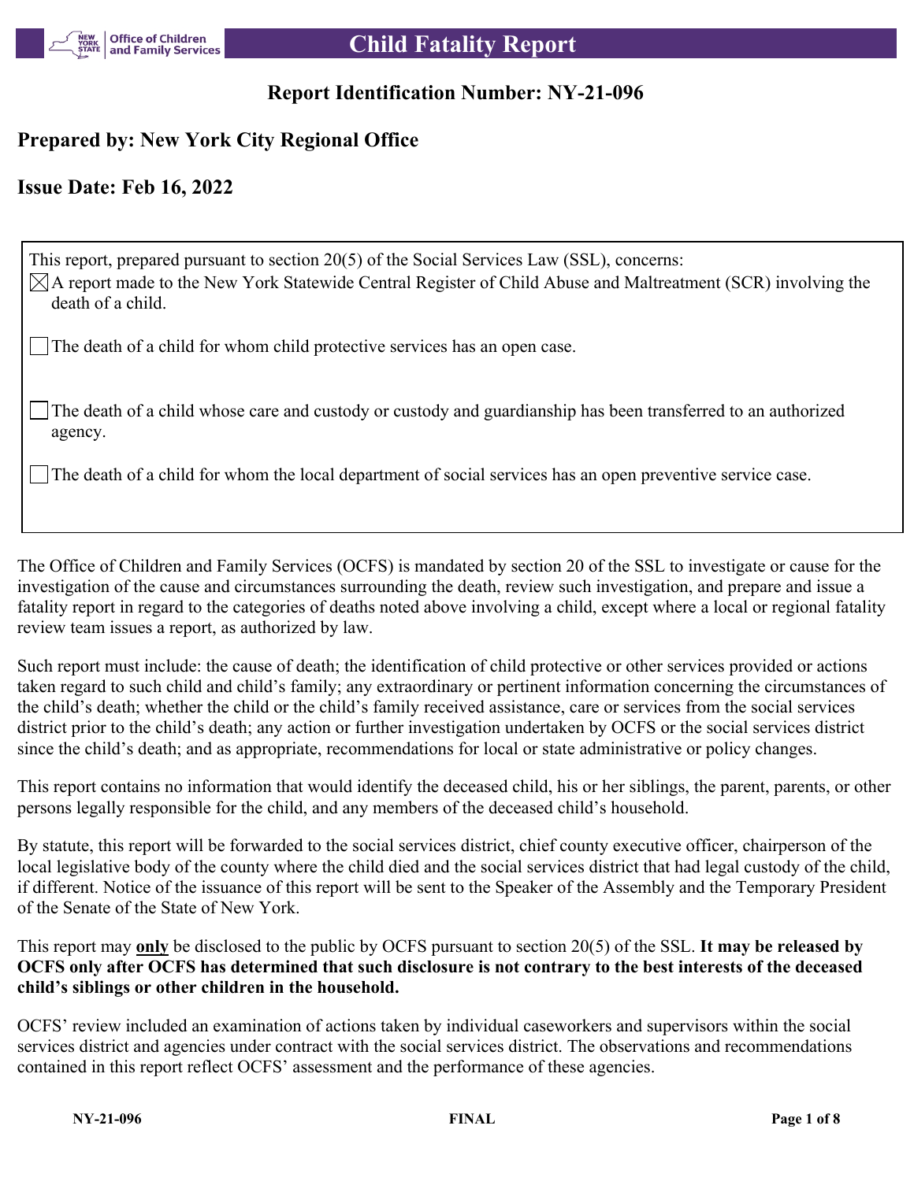# Child Fatality Report

## Report Identification Number: NY-21-096

### Prepared by: New York City Regional Office

### Issue Date: Feb 16, 2022

This report, prepared pursuant to section 20(5) of the Social Services Law (SSL), concerns:

☒ A report made to the New York Statewide Central Register of Child Abuse and Maltreatment (SCR) involving the death of a child.

☐ The death of a child for whom child protective services has an open case.

☐ The death of a child whose care and custody or custody and guardianship has been transferred to an authorized agency.

☐ The death of a child for whom the local department of social services has an open preventive service case.

The Office of Children and Family Services (OCFS) is mandated by section 20 of the SSL to investigate or cause for the investigation of the cause and circumstances surrounding the death, review such investigation, and prepare and issue a fatality report in regard to the categories of deaths noted above involving a child, except where a local or regional fatality review team issues a report, as authorized by law.

Such report must include: the cause of death; the identification of child protective or other services provided or actions taken regard to such child and child's family; any extraordinary or pertinent information concerning the circumstances of the child's death; whether the child or the child's family received assistance, care or services from the social services district prior to the child's death; any action or further investigation undertaken by OCFS or the social services district since the child's death; and as appropriate, recommendations for local or state administrative or policy changes.

This report contains no information that would identify the deceased child, his or her siblings, the parent, parents, or other persons legally responsible for the child, and any members of the deceased child's household.

By statute, this report will be forwarded to the social services district, chief county executive officer, chairperson of the local legislative body of the county where the child died and the social services district that had legal custody of the child, if different. Notice of the issuance of this report will be sent to the Speaker of the Assembly and the Temporary President of the Senate of the State of New York.

This report may **only** be disclosed to the public by OCFS pursuant to section 20(5) of the SSL. **It may be released by OCFS only after OCFS has determined that such disclosure is not contrary to the best interests of the deceased child's siblings or other children in the household.**

OCFS' review included an examination of actions taken by individual caseworkers and supervisors within the social services district and agencies under contract with the social services district. The observations and recommendations contained in this report reflect OCFS' assessment and the performance of these agencies.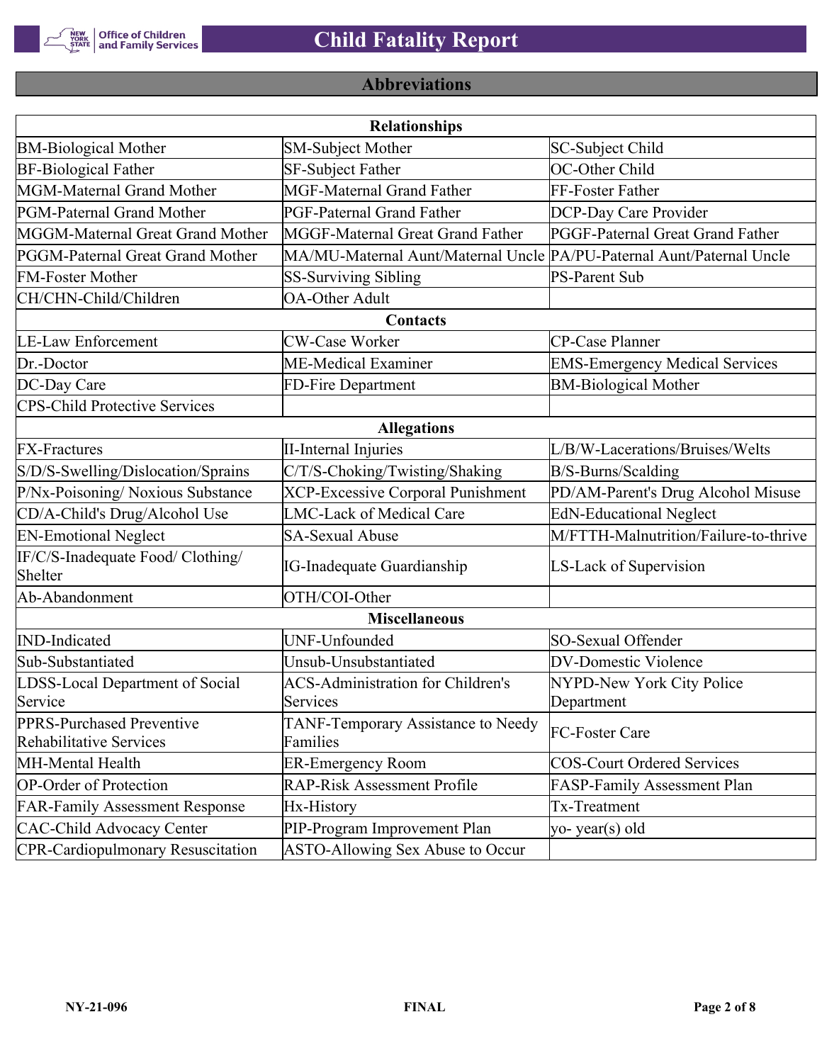## Abbreviations

| Relationships | | |
|---|---|---|
| BM-Biological Mother | SM-Subject Mother | SC-Subject Child |
| BF-Biological Father | SF-Subject Father | OC-Other Child |
| MGM-Maternal Grand Mother | MGF-Maternal Grand Father | FF-Foster Father |
| PGM-Paternal Grand Mother | PGF-Paternal Grand Father | DCP-Day Care Provider |
| MGGM-Maternal Great Grand Mother | MGGF-Maternal Great Grand Father | PGGF-Paternal Great Grand Father |
| PGGM-Paternal Great Grand Mother | MA/MU-Maternal Aunt/Maternal Uncle | PA/PU-Paternal Aunt/Paternal Uncle |
| FM-Foster Mother | SS-Surviving Sibling | PS-Parent Sub |
| CH/CHN-Child/Children | OA-Other Adult | |
| **Contacts** | | |
| LE-Law Enforcement | CW-Case Worker | CP-Case Planner |
| Dr.-Doctor | ME-Medical Examiner | EMS-Emergency Medical Services |
| DC-Day Care | FD-Fire Department | BM-Biological Mother |
| CPS-Child Protective Services | | |
| **Allegations** | | |
| FX-Fractures | II-Internal Injuries | L/B/W-Lacerations/Bruises/Welts |
| S/D/S-Swelling/Dislocation/Sprains | C/T/S-Choking/Twisting/Shaking | B/S-Burns/Scalding |
| P/Nx-Poisoning/ Noxious Substance | XCP-Excessive Corporal Punishment | PD/AM-Parent's Drug Alcohol Misuse |
| CD/A-Child's Drug/Alcohol Use | LMC-Lack of Medical Care | EdN-Educational Neglect |
| EN-Emotional Neglect | SA-Sexual Abuse | M/FTTH-Malnutrition/Failure-to-thrive |
| IF/C/S-Inadequate Food/ Clothing/ Shelter | IG-Inadequate Guardianship | LS-Lack of Supervision |
| Ab-Abandonment | OTH/COI-Other | |
| **Miscellaneous** | | |
| IND-Indicated | UNF-Unfounded | SO-Sexual Offender |
| Sub-Substantiated | Unsub-Unsubstantiated | DV-Domestic Violence |
| LDSS-Local Department of Social Service | ACS-Administration for Children's Services | NYPD-New York City Police Department |
| PPRS-Purchased Preventive Rehabilitative Services | TANF-Temporary Assistance to Needy Families | FC-Foster Care |
| MH-Mental Health | ER-Emergency Room | COS-Court Ordered Services |
| OP-Order of Protection | RAP-Risk Assessment Profile | FASP-Family Assessment Plan |
| FAR-Family Assessment Response | Hx-History | Tx-Treatment |
| CAC-Child Advocacy Center | PIP-Program Improvement Plan | yo- year(s) old |
| CPR-Cardiopulmonary Resuscitation | ASTO-Allowing Sex Abuse to Occur | |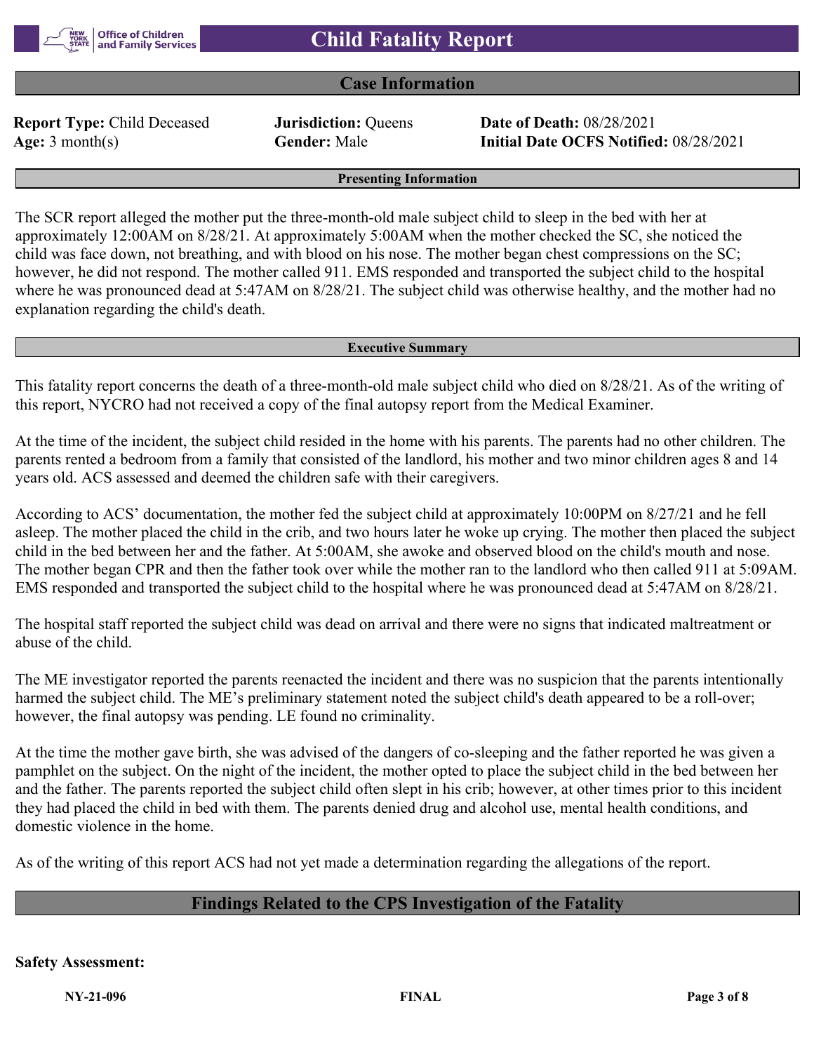# Child Fatality Report

## Case Information

**Report Type:** Child Deceased  **Jurisdiction:** Queens  **Date of Death:** 08/28/2021
**Age:** 3 month(s)  **Gender:** Male  **Initial Date OCFS Notified:** 08/28/2021

### Presenting Information

The SCR report alleged the mother put the three-month-old male subject child to sleep in the bed with her at approximately 12:00AM on 8/28/21. At approximately 5:00AM when the mother checked the SC, she noticed the child was face down, not breathing, and with blood on his nose. The mother began chest compressions on the SC; however, he did not respond. The mother called 911. EMS responded and transported the subject child to the hospital where he was pronounced dead at 5:47AM on 8/28/21. The subject child was otherwise healthy, and the mother had no explanation regarding the child's death.

### Executive Summary

This fatality report concerns the death of a three-month-old male subject child who died on 8/28/21. As of the writing of this report, NYCRO had not received a copy of the final autopsy report from the Medical Examiner.

At the time of the incident, the subject child resided in the home with his parents. The parents had no other children. The parents rented a bedroom from a family that consisted of the landlord, his mother and two minor children ages 8 and 14 years old. ACS assessed and deemed the children safe with their caregivers.

According to ACS' documentation, the mother fed the subject child at approximately 10:00PM on 8/27/21 and he fell asleep. The mother placed the child in the crib, and two hours later he woke up crying. The mother then placed the subject child in the bed between her and the father. At 5:00AM, she awoke and observed blood on the child's mouth and nose. The mother began CPR and then the father took over while the mother ran to the landlord who then called 911 at 5:09AM. EMS responded and transported the subject child to the hospital where he was pronounced dead at 5:47AM on 8/28/21.

The hospital staff reported the subject child was dead on arrival and there were no signs that indicated maltreatment or abuse of the child.

The ME investigator reported the parents reenacted the incident and there was no suspicion that the parents intentionally harmed the subject child. The ME's preliminary statement noted the subject child's death appeared to be a roll-over; however, the final autopsy was pending. LE found no criminality.

At the time the mother gave birth, she was advised of the dangers of co-sleeping and the father reported he was given a pamphlet on the subject. On the night of the incident, the mother opted to place the subject child in the bed between her and the father. The parents reported the subject child often slept in his crib; however, at other times prior to this incident they had placed the child in bed with them. The parents denied drug and alcohol use, mental health conditions, and domestic violence in the home.

As of the writing of this report ACS had not yet made a determination regarding the allegations of the report.

## Findings Related to the CPS Investigation of the Fatality

**Safety Assessment:**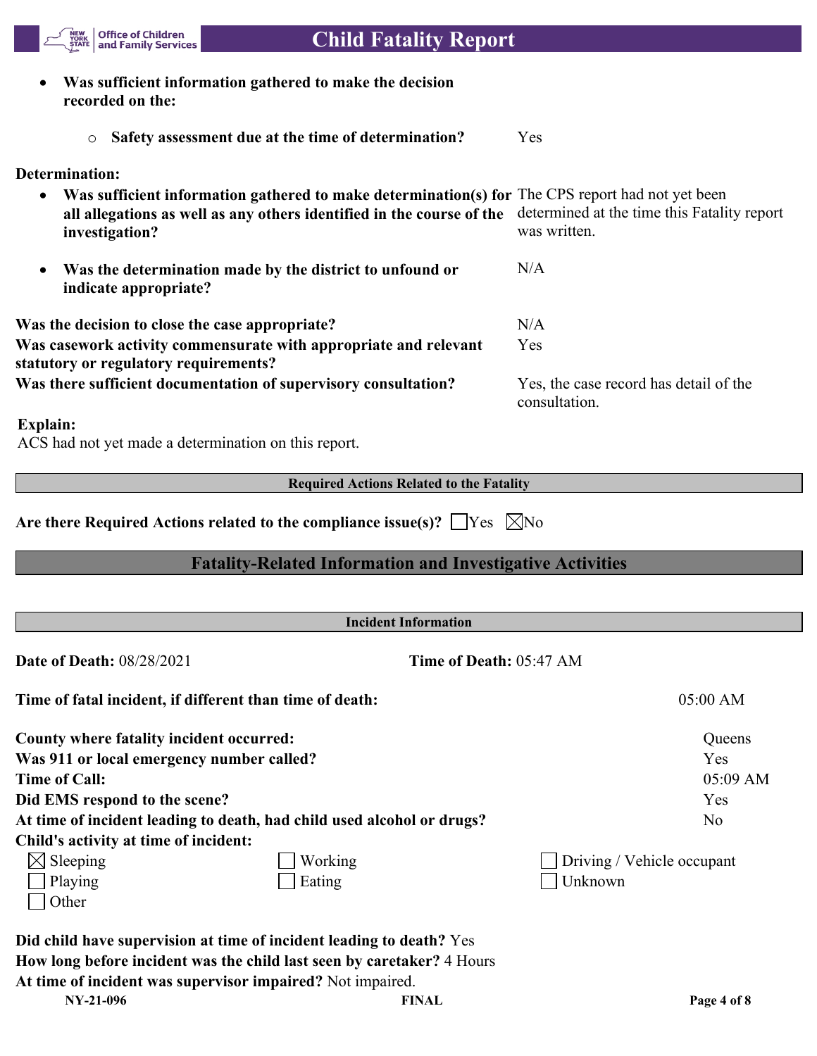- **Was sufficient information gathered to make the decision recorded on the:**
    - **Safety assessment due at the time of determination?** Yes

**Determination:**

- **Was sufficient information gathered to make determination(s) for all allegations as well as any others identified in the course of the investigation?** The CPS report had not yet been determined at the time this Fatality report was written.
- **Was the determination made by the district to unfound or indicate appropriate?** N/A

**Was the decision to close the case appropriate?** N/A

**Was casework activity commensurate with appropriate and relevant statutory or regulatory requirements?** Yes

**Was there sufficient documentation of supervisory consultation?** Yes, the case record has detail of the consultation.

**Explain:**

ACS had not yet made a determination on this report.

| Required Actions Related to the Fatality |
|---|

**Are there Required Actions related to the compliance issue(s)?** ☐Yes ☒No

## Fatality-Related Information and Investigative Activities

| Incident Information |
|---|

**Date of Death:** 08/28/2021 **Time of Death:** 05:47 AM

**Time of fatal incident, if different than time of death:** 05:00 AM

**County where fatality incident occurred:** Queens

**Was 911 or local emergency number called?** Yes

**Time of Call:** 05:09 AM

**Did EMS respond to the scene?** Yes

**At time of incident leading to death, had child used alcohol or drugs?** No

**Child's activity at time of incident:**

☒ Sleeping ☐ Working ☐ Driving / Vehicle occupant
☐ Playing ☐ Eating ☐ Unknown
☐ Other

**Did child have supervision at time of incident leading to death?** Yes

**How long before incident was the child last seen by caretaker?** 4 Hours

**At time of incident was supervisor impaired?** Not impaired.

NY-21-096 FINAL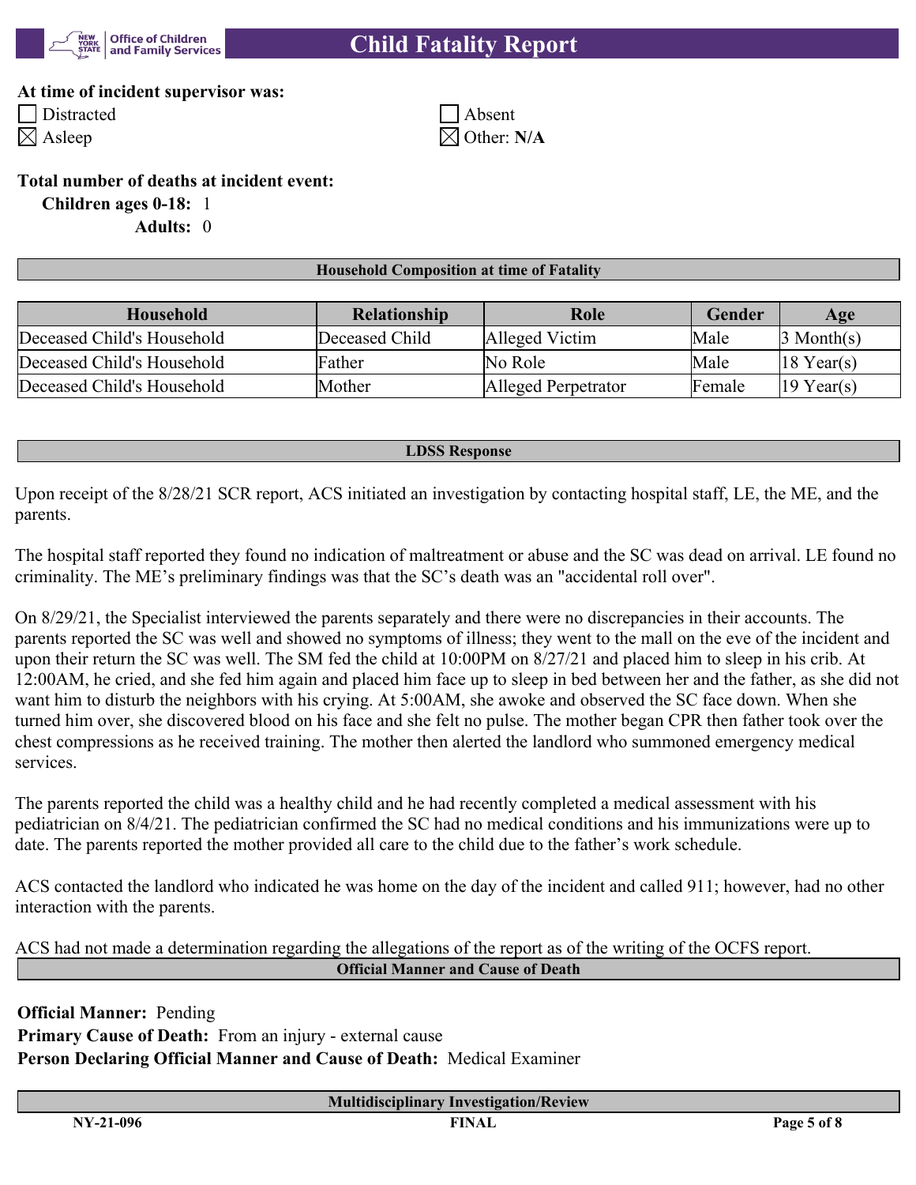**At time of incident supervisor was:**

☐ Distracted
☒ Asleep
☐ Absent
☒ Other: **N/A**

**Total number of deaths at incident event:**

**Children ages 0-18:** 1

**Adults:** 0

## Household Composition at time of Fatality

| Household | Relationship | Role | Gender | Age |
|---|---|---|---|---|
| Deceased Child's Household | Deceased Child | Alleged Victim | Male | 3 Month(s) |
| Deceased Child's Household | Father | No Role | Male | 18 Year(s) |
| Deceased Child's Household | Mother | Alleged Perpetrator | Female | 19 Year(s) |

## LDSS Response

Upon receipt of the 8/28/21 SCR report, ACS initiated an investigation by contacting hospital staff, LE, the ME, and the parents.

The hospital staff reported they found no indication of maltreatment or abuse and the SC was dead on arrival. LE found no criminality. The ME's preliminary findings was that the SC's death was an "accidental roll over".

On 8/29/21, the Specialist interviewed the parents separately and there were no discrepancies in their accounts. The parents reported the SC was well and showed no symptoms of illness; they went to the mall on the eve of the incident and upon their return the SC was well. The SM fed the child at 10:00PM on 8/27/21 and placed him to sleep in his crib. At 12:00AM, he cried, and she fed him again and placed him face up to sleep in bed between her and the father, as she did not want him to disturb the neighbors with his crying. At 5:00AM, she awoke and observed the SC face down. When she turned him over, she discovered blood on his face and she felt no pulse. The mother began CPR then father took over the chest compressions as he received training. The mother then alerted the landlord who summoned emergency medical services.

The parents reported the child was a healthy child and he had recently completed a medical assessment with his pediatrician on 8/4/21. The pediatrician confirmed the SC had no medical conditions and his immunizations were up to date. The parents reported the mother provided all care to the child due to the father's work schedule.

ACS contacted the landlord who indicated he was home on the day of the incident and called 911; however, had no other interaction with the parents.

ACS had not made a determination regarding the allegations of the report as of the writing of the OCFS report.

## Official Manner and Cause of Death

**Official Manner:** Pending
**Primary Cause of Death:** From an injury - external cause
**Person Declaring Official Manner and Cause of Death:** Medical Examiner

## Multidisciplinary Investigation/Review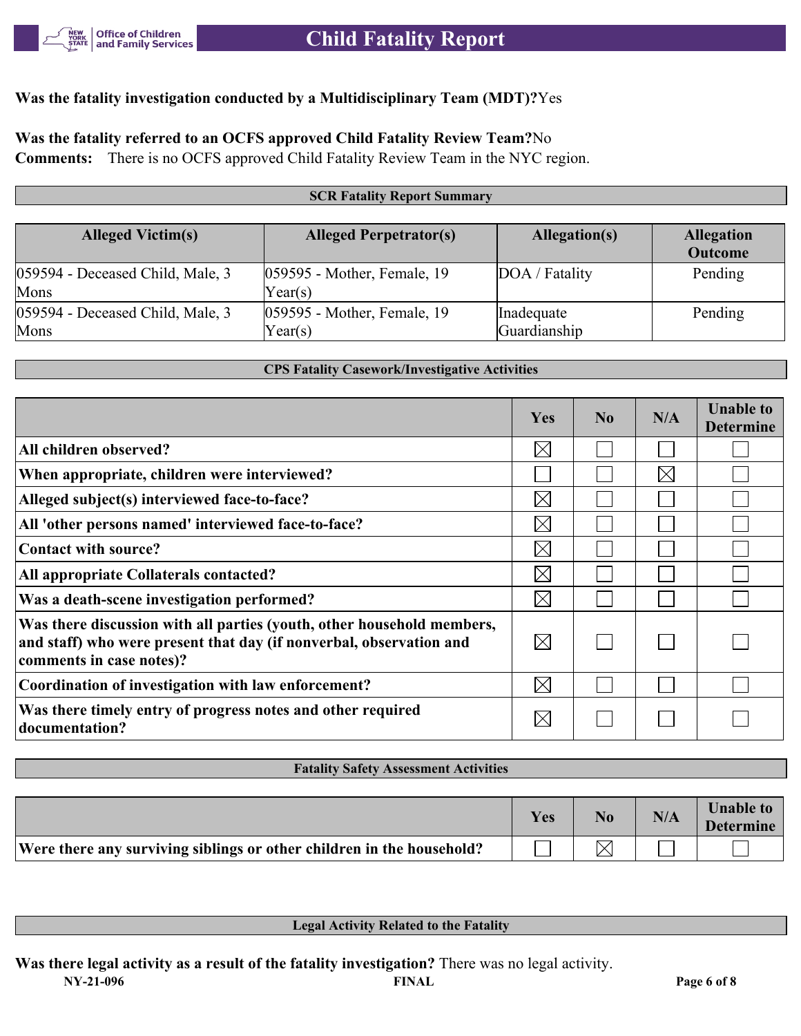**Was the fatality investigation conducted by a Multidisciplinary Team (MDT)?** Yes

**Was the fatality referred to an OCFS approved Child Fatality Review Team?** No

**Comments:** There is no OCFS approved Child Fatality Review Team in the NYC region.

### SCR Fatality Report Summary

| Alleged Victim(s) | Alleged Perpetrator(s) | Allegation(s) | Allegation Outcome |
|---|---|---|---|
| 059594 - Deceased Child, Male, 3 Mons | 059595 - Mother, Female, 19 Year(s) | DOA / Fatality | Pending |
| 059594 - Deceased Child, Male, 3 Mons | 059595 - Mother, Female, 19 Year(s) | Inadequate Guardianship | Pending |

### CPS Fatality Casework/Investigative Activities

| | Yes | No | N/A | Unable to Determine |
|---|---|---|---|---|
| **All children observed?** | ☒ | ☐ | ☐ | ☐ |
| **When appropriate, children were interviewed?** | ☐ | ☐ | ☒ | ☐ |
| **Alleged subject(s) interviewed face-to-face?** | ☒ | ☐ | ☐ | ☐ |
| **All 'other persons named' interviewed face-to-face?** | ☒ | ☐ | ☐ | ☐ |
| **Contact with source?** | ☒ | ☐ | ☐ | ☐ |
| **All appropriate Collaterals contacted?** | ☒ | ☐ | ☐ | ☐ |
| **Was a death-scene investigation performed?** | ☒ | ☐ | ☐ | ☐ |
| **Was there discussion with all parties (youth, other household members, and staff) who were present that day (if nonverbal, observation and comments in case notes)?** | ☒ | ☐ | ☐ | ☐ |
| **Coordination of investigation with law enforcement?** | ☒ | ☐ | ☐ | ☐ |
| **Was there timely entry of progress notes and other required documentation?** | ☒ | ☐ | ☐ | ☐ |

### Fatality Safety Assessment Activities

| | Yes | No | N/A | Unable to Determine |
|---|---|---|---|---|
| **Were there any surviving siblings or other children in the household?** | ☐ | ☒ | ☐ | ☐ |

### Legal Activity Related to the Fatality

**Was there legal activity as a result of the fatality investigation?** There was no legal activity.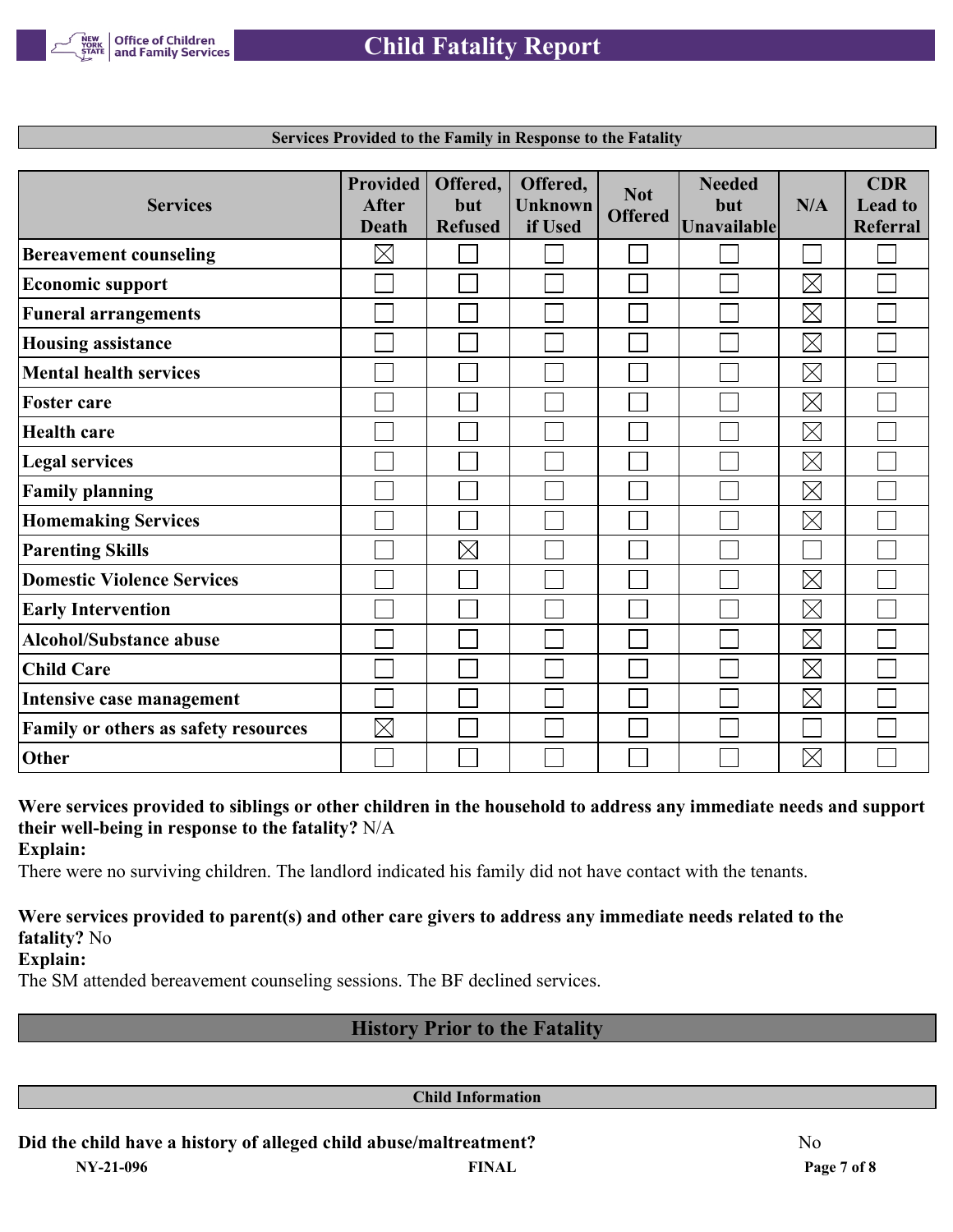### Services Provided to the Family in Response to the Fatality

| Services | Provided After Death | Offered, but Refused | Offered, Unknown if Used | Not Offered | Needed but Unavailable | N/A | CDR Lead to Referral |
|---|---|---|---|---|---|---|---|
| **Bereavement counseling** | ☒ | ☐ | ☐ | ☐ | ☐ | ☐ | ☐ |
| **Economic support** | ☐ | ☐ | ☐ | ☐ | ☐ | ☒ | ☐ |
| **Funeral arrangements** | ☐ | ☐ | ☐ | ☐ | ☐ | ☒ | ☐ |
| **Housing assistance** | ☐ | ☐ | ☐ | ☐ | ☐ | ☒ | ☐ |
| **Mental health services** | ☐ | ☐ | ☐ | ☐ | ☐ | ☒ | ☐ |
| **Foster care** | ☐ | ☐ | ☐ | ☐ | ☐ | ☒ | ☐ |
| **Health care** | ☐ | ☐ | ☐ | ☐ | ☐ | ☒ | ☐ |
| **Legal services** | ☐ | ☐ | ☐ | ☐ | ☐ | ☒ | ☐ |
| **Family planning** | ☐ | ☐ | ☐ | ☐ | ☐ | ☒ | ☐ |
| **Homemaking Services** | ☐ | ☐ | ☐ | ☐ | ☐ | ☒ | ☐ |
| **Parenting Skills** | ☐ | ☒ | ☐ | ☐ | ☐ | ☐ | ☐ |
| **Domestic Violence Services** | ☐ | ☐ | ☐ | ☐ | ☐ | ☒ | ☐ |
| **Early Intervention** | ☐ | ☐ | ☐ | ☐ | ☐ | ☒ | ☐ |
| **Alcohol/Substance abuse** | ☐ | ☐ | ☐ | ☐ | ☐ | ☒ | ☐ |
| **Child Care** | ☐ | ☐ | ☐ | ☐ | ☐ | ☒ | ☐ |
| **Intensive case management** | ☐ | ☐ | ☐ | ☐ | ☐ | ☒ | ☐ |
| **Family or others as safety resources** | ☒ | ☐ | ☐ | ☐ | ☐ | ☐ | ☐ |
| **Other** | ☐ | ☐ | ☐ | ☐ | ☐ | ☒ | ☐ |

**Were services provided to siblings or other children in the household to address any immediate needs and support their well-being in response to the fatality?** N/A

**Explain:**

There were no surviving children. The landlord indicated his family did not have contact with the tenants.

**Were services provided to parent(s) and other care givers to address any immediate needs related to the fatality?** No

**Explain:**

The SM attended bereavement counseling sessions. The BF declined services.

## History Prior to the Fatality

### Child Information

**Did the child have a history of alleged child abuse/maltreatment?** No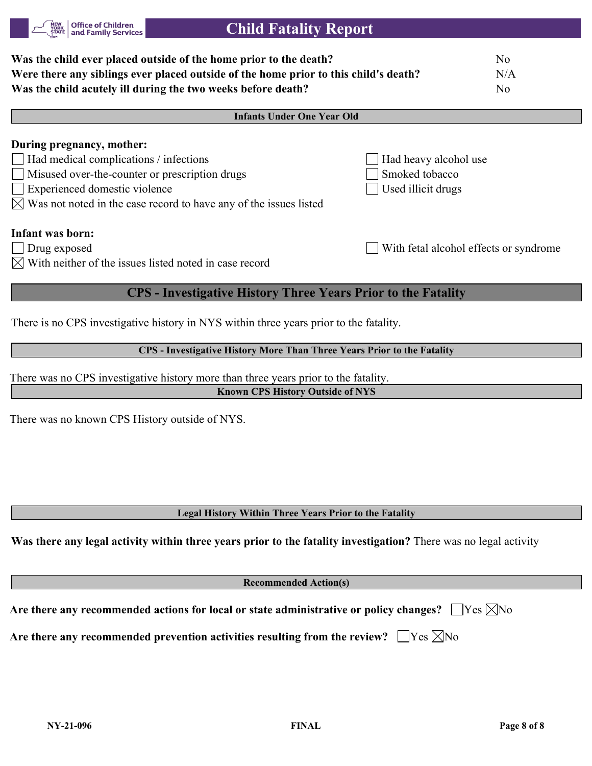**Was the child ever placed outside of the home prior to the death?** No

**Were there any siblings ever placed outside of the home prior to this child's death?** N/A

**Was the child acutely ill during the two weeks before death?** No

## Infants Under One Year Old

**During pregnancy, mother:**

- [ ] Had medical complications / infections
- [ ] Misused over-the-counter or prescription drugs
- [ ] Experienced domestic violence
- [x] Was not noted in the case record to have any of the issues listed
- [ ] Had heavy alcohol use
- [ ] Smoked tobacco
- [ ] Used illicit drugs

**Infant was born:**

- [ ] Drug exposed
- [x] With neither of the issues listed noted in case record
- [ ] With fetal alcohol effects or syndrome

## CPS - Investigative History Three Years Prior to the Fatality

There is no CPS investigative history in NYS within three years prior to the fatality.

## CPS - Investigative History More Than Three Years Prior to the Fatality

There was no CPS investigative history more than three years prior to the fatality.

## Known CPS History Outside of NYS

There was no known CPS History outside of NYS.

## Legal History Within Three Years Prior to the Fatality

**Was there any legal activity within three years prior to the fatality investigation?** There was no legal activity

## Recommended Action(s)

**Are there any recommended actions for local or state administrative or policy changes?** [ ] Yes [x] No

**Are there any recommended prevention activities resulting from the review?** [ ] Yes [x] No